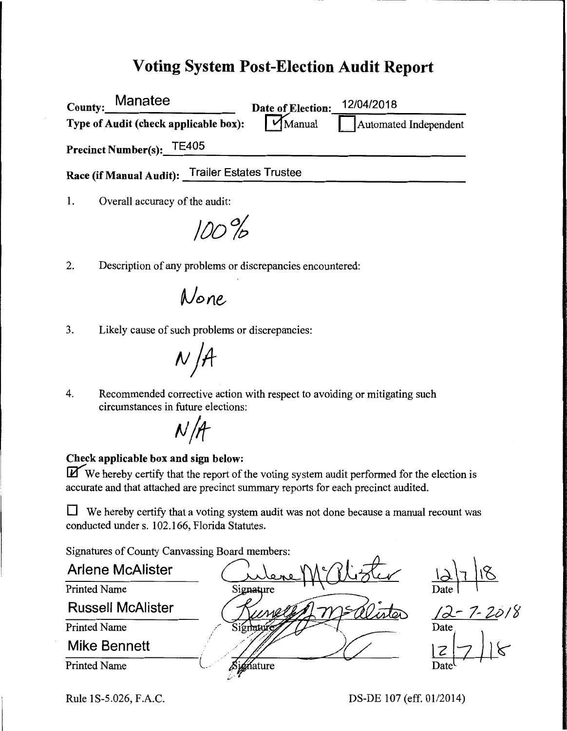# Voting System Post-Election Audit Report

**County:** Manatee **Date of Election:** 12/04/2018

**Type of Audit (check applicable box):** ☑ Manual ☐ Automated Independent

**Precinct Number(s):** TE405

**Race (if Manual Audit):** Trailer Estates Trustee

1. Overall accuracy of the audit:

   100%

2. Description of any problems or discrepancies encountered:

   None

3. Likely cause of such problems or discrepancies:

   N/A

4. Recommended corrective action with respect to avoiding or mitigating such circumstances in future elections:

   N/A

**Check applicable box and sign below:**

☑ We hereby certify that the report of the voting system audit performed for the election is accurate and that attached are precinct summary reports for each precinct audited.

☐ We hereby certify that a voting system audit was not done because a manual recount was conducted under s. 102.166, Florida Statutes.

Signatures of County Canvassing Board members:

| Printed Name | Signature | Date |
|---|---|---|
| Arlene McAlister | Arlene McAlister | 12/7/18 |
| Russell McAlister | Russell McAlister | 12-7-2018 |
| Mike Bennett | (signature) | 12/7/18 |

Rule 1S-5.026, F.A.C. DS-DE 107 (eff. 01/2014)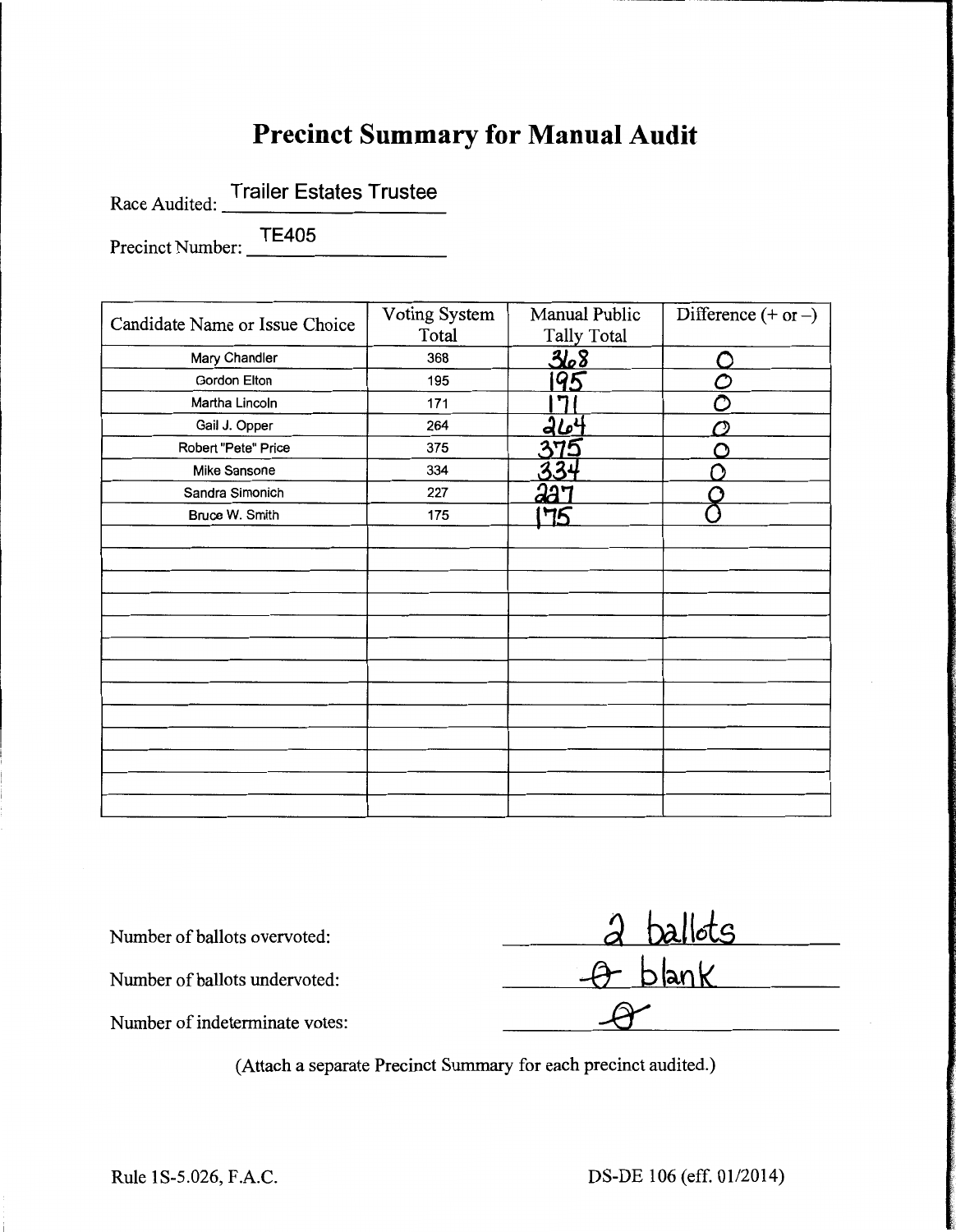# Precinct Summary for Manual Audit

Race Audited: Trailer Estates Trustee

Precinct Number: TE405

| Candidate Name or Issue Choice | Voting System Total | Manual Public Tally Total | Difference (+ or –) |
|---|---|---|---|
| Mary Chandler | 368 | 368 | 0 |
| Gordon Elton | 195 | 195 | 0 |
| Martha Lincoln | 171 | 171 | 0 |
| Gail J. Opper | 264 | 264 | 0 |
| Robert "Pete" Price | 375 | 375 | 0 |
| Mike Sansone | 334 | 334 | 0 |
| Sandra Simonich | 227 | 227 | 0 |
| Bruce W. Smith | 175 | 175 | 0 |
| | | | |
| | | | |
| | | | |
| | | | |
| | | | |
| | | | |
| | | | |
| | | | |
| | | | |
| | | | |
| | | | |
| | | | |
| | | | |

Number of ballots overvoted: 2 ballots

Number of ballots undervoted: 0 blank

Number of indeterminate votes: 0

(Attach a separate Precinct Summary for each precinct audited.)

Rule 1S-5.026, F.A.C. DS-DE 106 (eff. 01/2014)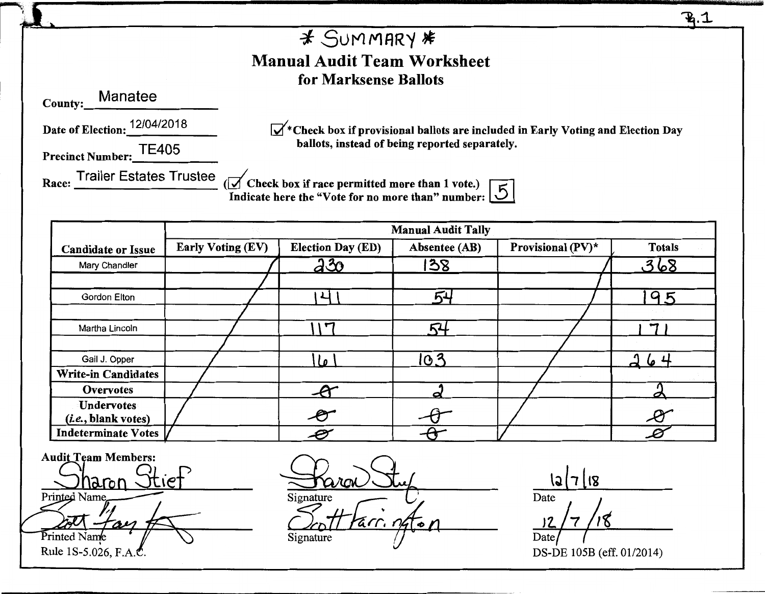P.1

# * SUMMARY *

## Manual Audit Team Worksheet
### for Marksense Ballots

County: Manatee

Date of Election: 12/04/2018

Precinct Number: TE405

Race: Trailer Estates Trustee

☑ *Check box if provisional ballots are included in Early Voting and Election Day ballots, instead of being reported separately.

(☑ Check box if race permitted more than 1 vote.)
Indicate here the "Vote for no more than" number: 5

| Candidate or Issue | Manual Audit Tally | | | | |
|---|---|---|---|---|---|
| | Early Voting (EV) | Election Day (ED) | Absentee (AB) | Provisional (PV)* | Totals |
| Mary Chandler | | 230 | 138 | | 368 |
| | | | | | |
| Gordon Elton | | 141 | 54 | | 195 |
| | | | | | |
| Martha Lincoln | | 117 | 54 | | 171 |
| | | | | | |
| Gail J. Opper | | 161 | 103 | | 264 |
| **Write-in Candidates** | | | | | |
| **Overvotes** | | 0 | 2 | | 2 |
| **Undervotes (*i.e.*, blank votes)** | | 0 | 0 | | 0 |
| **Indeterminate Votes** | | 0 | 0 | | 0 |

**Audit Team Members:**

Sharon Stief — Signature: Sharon Stief — Date: 12/7/18
Printed Name

Scott Farrington — Signature: Scott Farrington — Date: 12/7/18
Printed Name

Rule 1S-5.026, F.A.C.

DS-DE 105B (eff. 01/2014)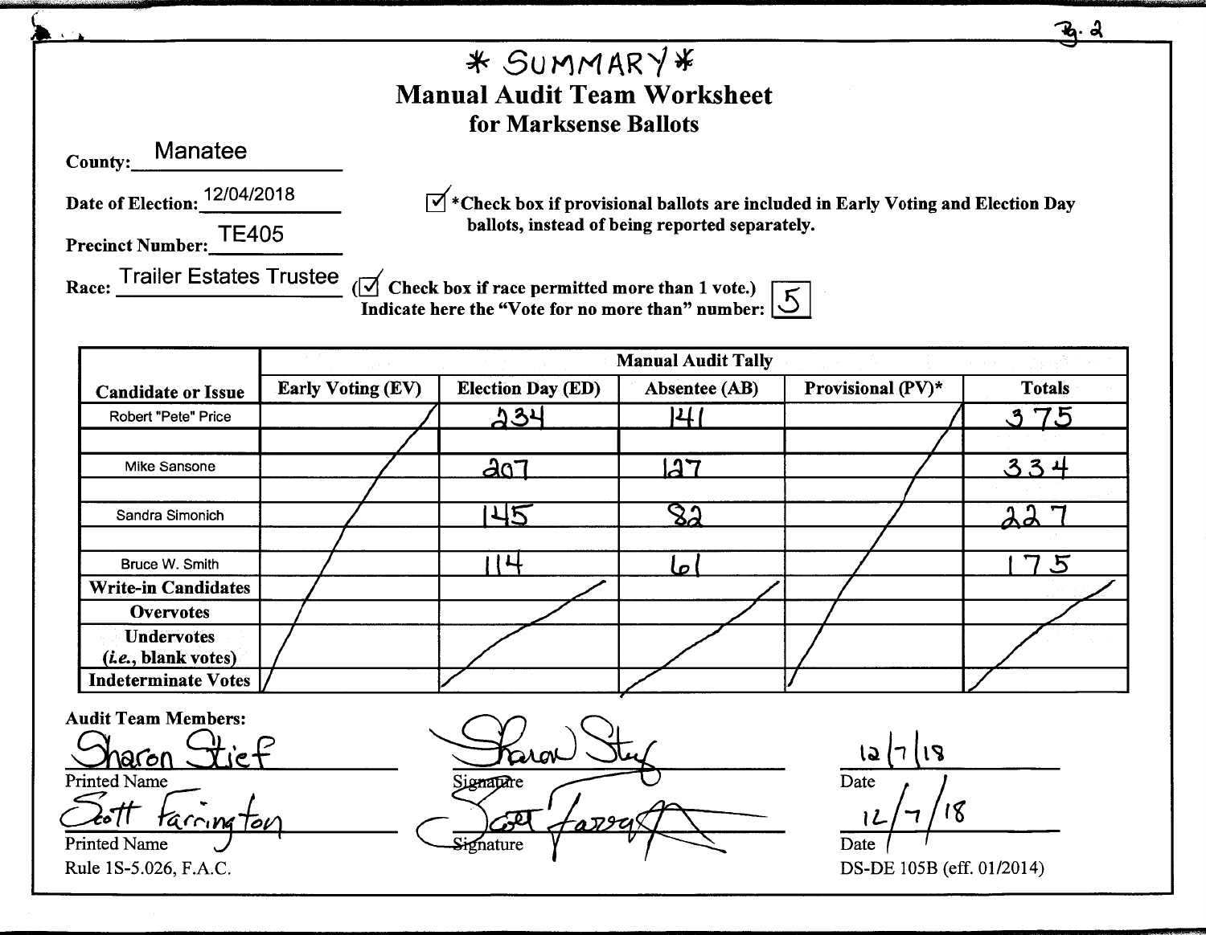# * SUMMARY *

## Manual Audit Team Worksheet for Marksense Ballots

**County:** Manatee

**Date of Election:** 12/04/2018

**Precinct Number:** TE405

**Race:** Trailer Estates Trustee

☑ *Check box if provisional ballots are included in Early Voting and Election Day ballots, instead of being reported separately.

(☑ Check box if race permitted more than 1 vote.)
Indicate here the "Vote for no more than" number: 5

| Candidate or Issue | Manual Audit Tally | | | | |
|---|---|---|---|---|---|
| | Early Voting (EV) | Election Day (ED) | Absentee (AB) | Provisional (PV)* | Totals |
| Robert "Pete" Price | | 234 | 141 | | 375 |
| | | | | | |
| Mike Sansone | | 207 | 127 | | 334 |
| | | | | | |
| Sandra Simonich | | 145 | 82 | | 227 |
| | | | | | |
| Bruce W. Smith | | 114 | 61 | | 175 |
| Write-in Candidates | | | | | |
| Overvotes | | | | | |
| Undervotes (*i.e.*, blank votes) | | | | | |
| Indeterminate Votes | | | | | |

**Audit Team Members:**

Sharon Stief — Printed Name — Signature: Sharon Stief — Date: 12/7/18

Scott Farrington — Printed Name — Signature: Scott Farrington — Date: 12/7/18

Rule 1S-5.026, F.A.C.

DS-DE 105B (eff. 01/2014)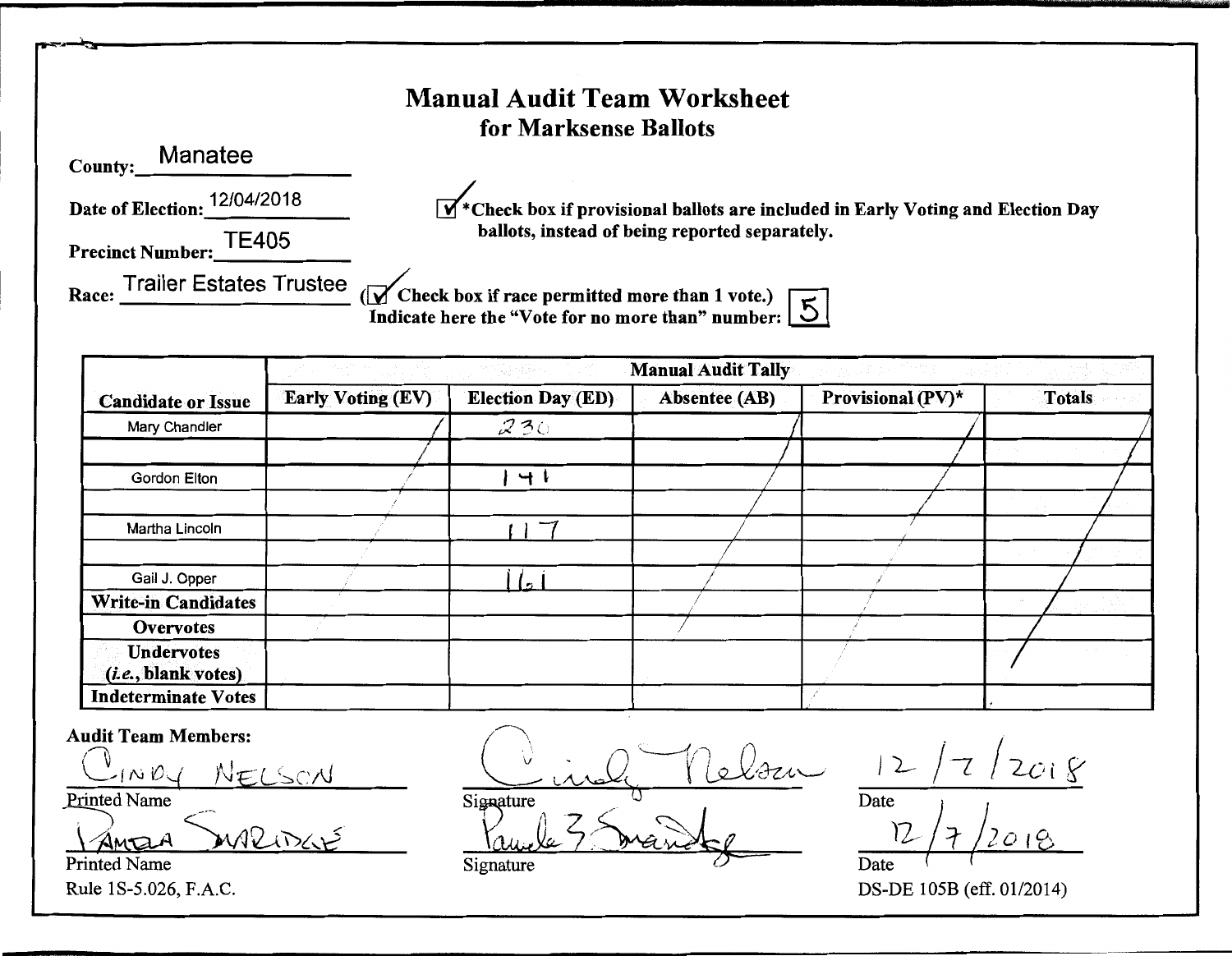# Manual Audit Team Worksheet

## for Marksense Ballots

**County:** Manatee

**Date of Election:** 12/04/2018

**Precinct Number:** TE405

**Race:** Trailer Estates Trustee

☑ *Check box if provisional ballots are included in Early Voting and Election Day ballots, instead of being reported separately.

(☑ Check box if race permitted more than 1 vote.)
Indicate here the "Vote for no more than" number: 5

| Candidate or Issue | Manual Audit Tally | | | | |
|---|---|---|---|---|---|
| | Early Voting (EV) | Election Day (ED) | Absentee (AB) | Provisional (PV)* | Totals |
| Mary Chandler | | 230 | | | |
| | | | | | |
| Gordon Elton | | 141 | | | |
| | | | | | |
| Martha Lincoln | | 117 | | | |
| | | | | | |
| Gail J. Opper | | 161 | | | |
| **Write-in Candidates** | | | | | |
| **Overvotes** | | | | | |
| **Undervotes** (*i.e.*, **blank votes**) | | | | | |
| **Indeterminate Votes** | | | | | |

**Audit Team Members:**

CINDY NELSON
Printed Name

Signature: Cindy Nelson

Date: 12/7/2018

PAMELA SMARIDGE
Printed Name

Signature: Pamela Z Smaridge

Date: 12/7/2018

Rule 1S-5.026, F.A.C.

DS-DE 105B (eff. 01/2014)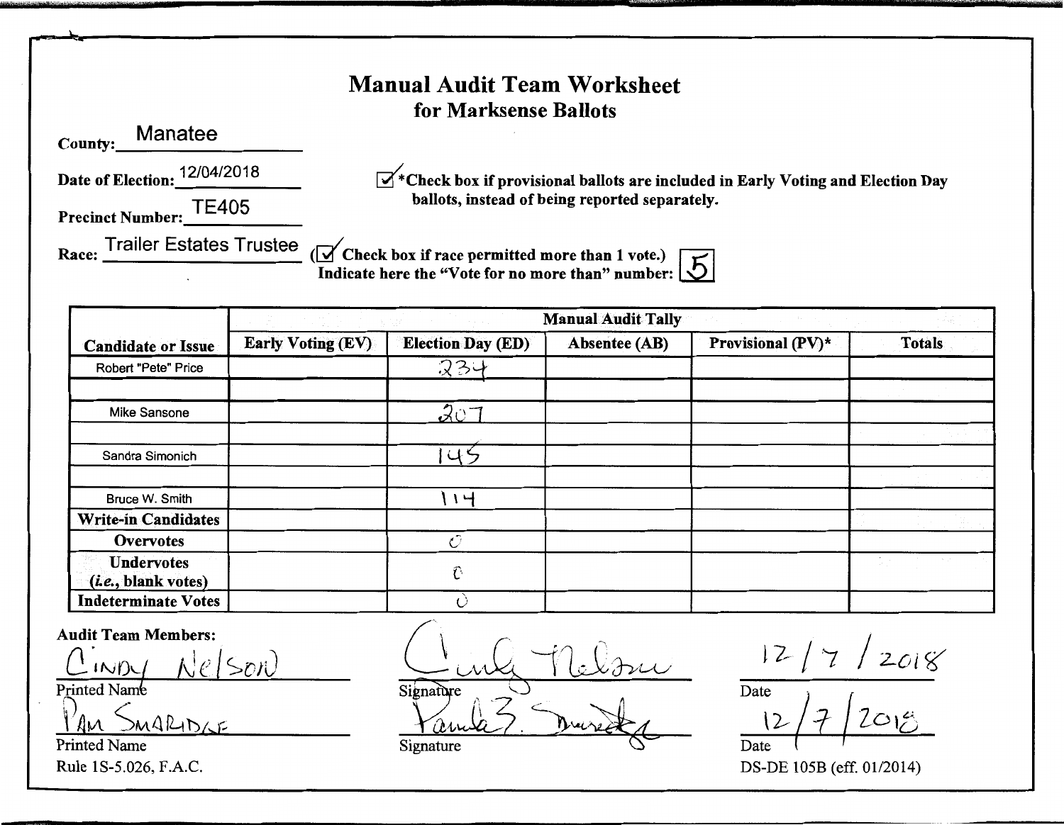# Manual Audit Team Worksheet
## for Marksense Ballots

**County:** Manatee

**Date of Election:** 12/04/2018

**Precinct Number:** TE405

**Race:** Trailer Estates Trustee

☑ *Check box if provisional ballots are included in Early Voting and Election Day ballots, instead of being reported separately.

(☑ Check box if race permitted more than 1 vote.)
Indicate here the "Vote for no more than" number: 5

| Candidate or Issue | Manual Audit Tally | | | | |
|---|---|---|---|---|---|
| | **Early Voting (EV)** | **Election Day (ED)** | **Absentee (AB)** | **Provisional (PV)*** | **Totals** |
| Robert "Pete" Price | | 234 | | | |
| | | | | | |
| Mike Sansone | | 207 | | | |
| | | | | | |
| Sandra Simonich | | 145 | | | |
| | | | | | |
| Bruce W. Smith | | 114 | | | |
| **Write-in Candidates** | | | | | |
| **Overvotes** | | 0 | | | |
| **Undervotes (*i.e.*, blank votes)** | | 0 | | | |
| **Indeterminate Votes** | | 0 | | | |

**Audit Team Members:**

| Printed Name | Signature | Date |
|---|---|---|
| Cindy Nelson | Cindy Nelson | 12/7/2018 |
| Pam Smaridge | Pamela S. Smaridge | 12/7/2018 |

Rule 1S-5.026, F.A.C.

DS-DE 105B (eff. 01/2014)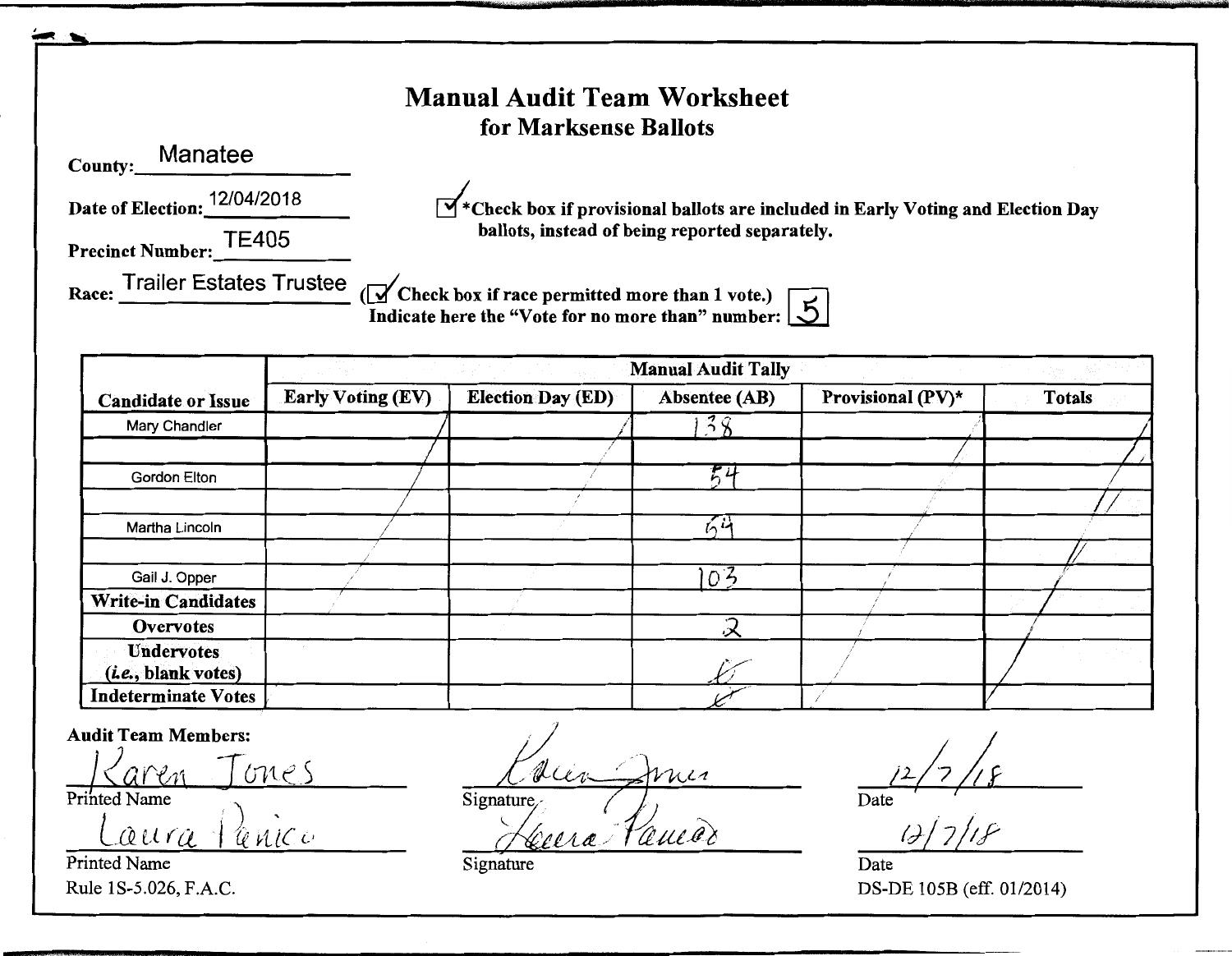# Manual Audit Team Worksheet
## for Marksense Ballots

**County:** Manatee

**Date of Election:** 12/04/2018

**Precinct Number:** TE405

**Race:** Trailer Estates Trustee

☑ *Check box if provisional ballots are included in Early Voting and Election Day ballots, instead of being reported separately.

(☑ Check box if race permitted more than 1 vote.)
Indicate here the "Vote for no more than" number: 5

| Candidate or Issue | Manual Audit Tally | | | | |
|---|---|---|---|---|---|
| | Early Voting (EV) | Election Day (ED) | Absentee (AB) | Provisional (PV)* | Totals |
| Mary Chandler | | | 138 | | |
| | | | | | |
| Gordon Elton | | | 54 | | |
| | | | | | |
| Martha Lincoln | | | 54 | | |
| | | | | | |
| Gail J. Opper | | | 103 | | |
| **Write-in Candidates** | | | | | |
| **Overvotes** | | | 2 | | |
| **Undervotes (*i.e.*, blank votes)** | | | 0 | | |
| **Indeterminate Votes** | | | 0 | | |

**Audit Team Members:**

Karen Jones — Printed Name | Signature | 12/7/18 — Date

Laura Panico — Printed Name | Signature | 12/7/18 — Date

Rule 1S-5.026, F.A.C.

DS-DE 105B (eff. 01/2014)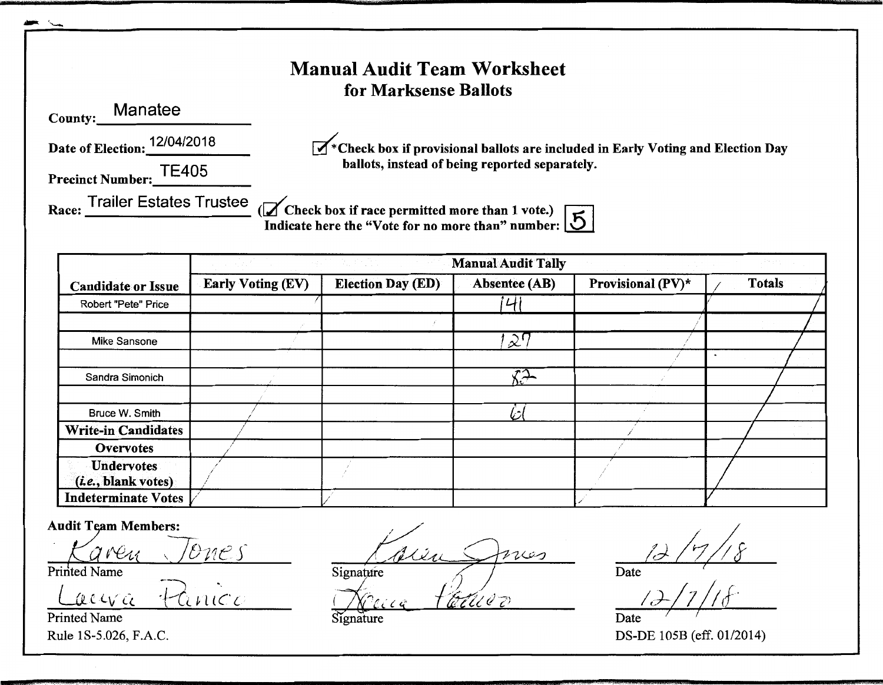# Manual Audit Team Worksheet
## for Marksense Ballots

County: Manatee

Date of Election: 12/04/2018

Precinct Number: TE405

Race: Trailer Estates Trustee

☑ *Check box if provisional ballots are included in Early Voting and Election Day ballots, instead of being reported separately.

(☑ Check box if race permitted more than 1 vote.)
Indicate here the "Vote for no more than" number: 5

| Candidate or Issue | Manual Audit Tally | | | | |
|---|---|---|---|---|---|
| | Early Voting (EV) | Election Day (ED) | Absentee (AB) | Provisional (PV)* | Totals |
| Robert "Pete" Price | | | 141 | | |
| | | | | | |
| Mike Sansone | | | 127 | | |
| | | | | | |
| Sandra Simonich | | | 82 | | |
| | | | | | |
| Bruce W. Smith | | | 61 | | |
| **Write-in Candidates** | | | | | |
| **Overvotes** | | | | | |
| **Undervotes (*i.e.*, blank votes)** | | | | | |
| **Indeterminate Votes** | | | | | |

**Audit Team Members:**

Karen Jones — Printed Name | Signature: Karen Jones | Date: 12/7/18

Laura Panico — Printed Name | Signature: Laura Panico | Date: 12/7/18

Rule 1S-5.026, F.A.C.

DS-DE 105B (eff. 01/2014)